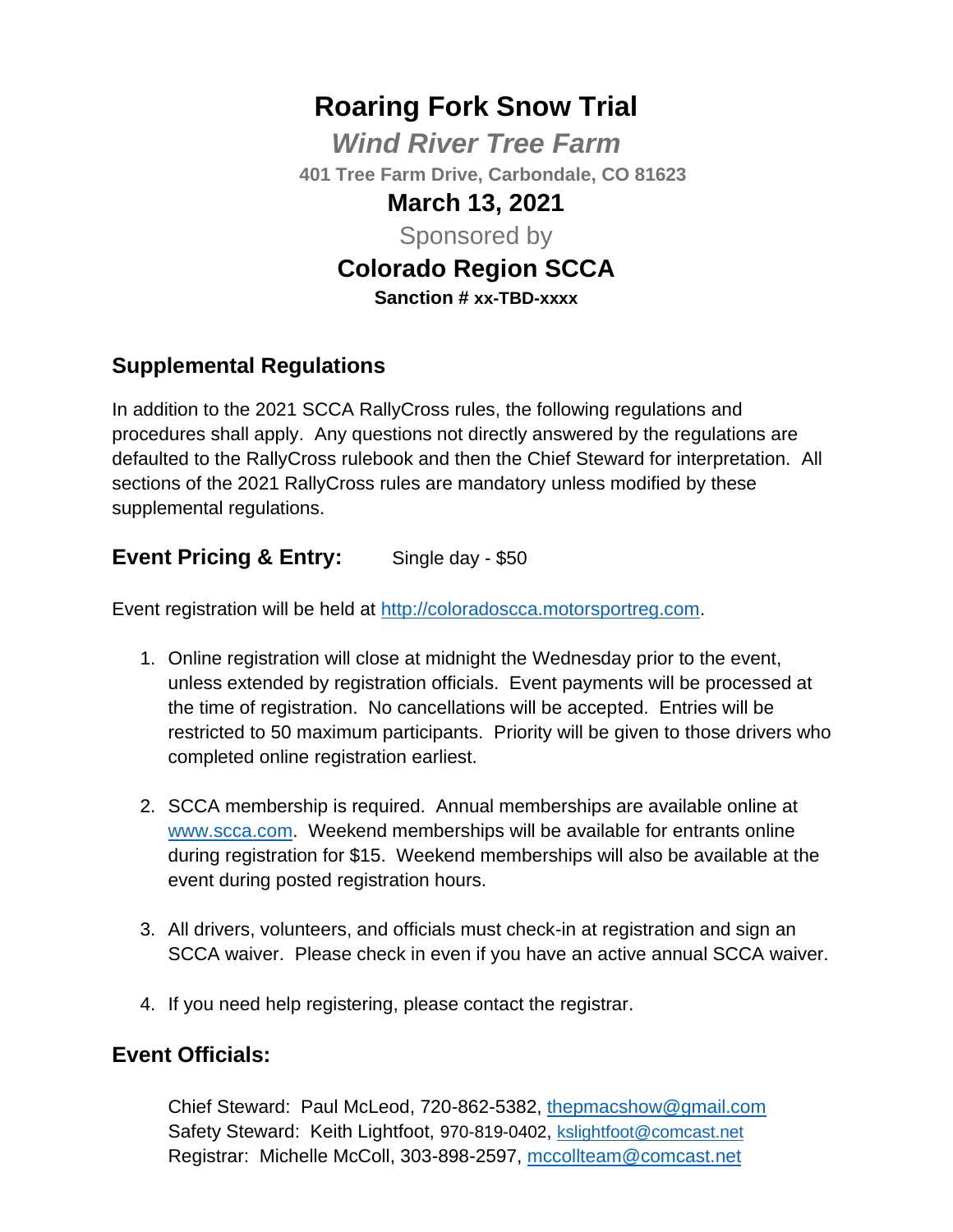# Roaring Fork Snow Trial

***Wind River Tree Farm***

**401 Tree Farm Drive, Carbondale, CO 81623**

**March 13, 2021**

Sponsored by

**Colorado Region SCCA**

**Sanction # xx-TBD-xxxx**

## Supplemental Regulations

In addition to the 2021 SCCA RallyCross rules, the following regulations and procedures shall apply. Any questions not directly answered by the regulations are defaulted to the RallyCross rulebook and then the Chief Steward for interpretation. All sections of the 2021 RallyCross rules are mandatory unless modified by these supplemental regulations.

## Event Pricing & Entry:

Single day - $50

Event registration will be held at http://coloradoscca.motorsportreg.com.

1. Online registration will close at midnight the Wednesday prior to the event, unless extended by registration officials. Event payments will be processed at the time of registration. No cancellations will be accepted. Entries will be restricted to 50 maximum participants. Priority will be given to those drivers who completed online registration earliest.

2. SCCA membership is required. Annual memberships are available online at www.scca.com. Weekend memberships will be available for entrants online during registration for $15. Weekend memberships will also be available at the event during posted registration hours.

3. All drivers, volunteers, and officials must check-in at registration and sign an SCCA waiver. Please check in even if you have an active annual SCCA waiver.

4. If you need help registering, please contact the registrar.

## Event Officials:

Chief Steward: Paul McLeod, 720-862-5382, thepmacshow@gmail.com
Safety Steward: Keith Lightfoot, 970-819-0402, kslightfoot@comcast.net
Registrar: Michelle McColl, 303-898-2597, mccollteam@comcast.net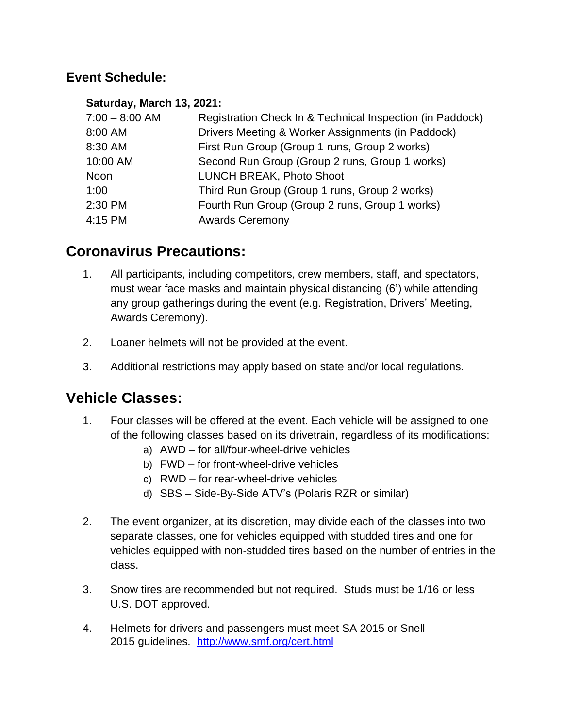## Event Schedule:

**Saturday, March 13, 2021:**

| | |
|---|---|
| 7:00 – 8:00 AM | Registration Check In & Technical Inspection (in Paddock) |
| 8:00 AM | Drivers Meeting & Worker Assignments (in Paddock) |
| 8:30 AM | First Run Group (Group 1 runs, Group 2 works) |
| 10:00 AM | Second Run Group (Group 2 runs, Group 1 works) |
| Noon | LUNCH BREAK, Photo Shoot |
| 1:00 | Third Run Group (Group 1 runs, Group 2 works) |
| 2:30 PM | Fourth Run Group (Group 2 runs, Group 1 works) |
| 4:15 PM | Awards Ceremony |

# Coronavirus Precautions:

1. All participants, including competitors, crew members, staff, and spectators, must wear face masks and maintain physical distancing (6') while attending any group gatherings during the event (e.g. Registration, Drivers' Meeting, Awards Ceremony).

2. Loaner helmets will not be provided at the event.

3. Additional restrictions may apply based on state and/or local regulations.

# Vehicle Classes:

1. Four classes will be offered at the event. Each vehicle will be assigned to one of the following classes based on its drivetrain, regardless of its modifications:
   a) AWD – for all/four-wheel-drive vehicles
   b) FWD – for front-wheel-drive vehicles
   c) RWD – for rear-wheel-drive vehicles
   d) SBS – Side-By-Side ATV's (Polaris RZR or similar)

2. The event organizer, at its discretion, may divide each of the classes into two separate classes, one for vehicles equipped with studded tires and one for vehicles equipped with non-studded tires based on the number of entries in the class.

3. Snow tires are recommended but not required. Studs must be 1/16 or less U.S. DOT approved.

4. Helmets for drivers and passengers must meet SA 2015 or Snell 2015 guidelines. http://www.smf.org/cert.html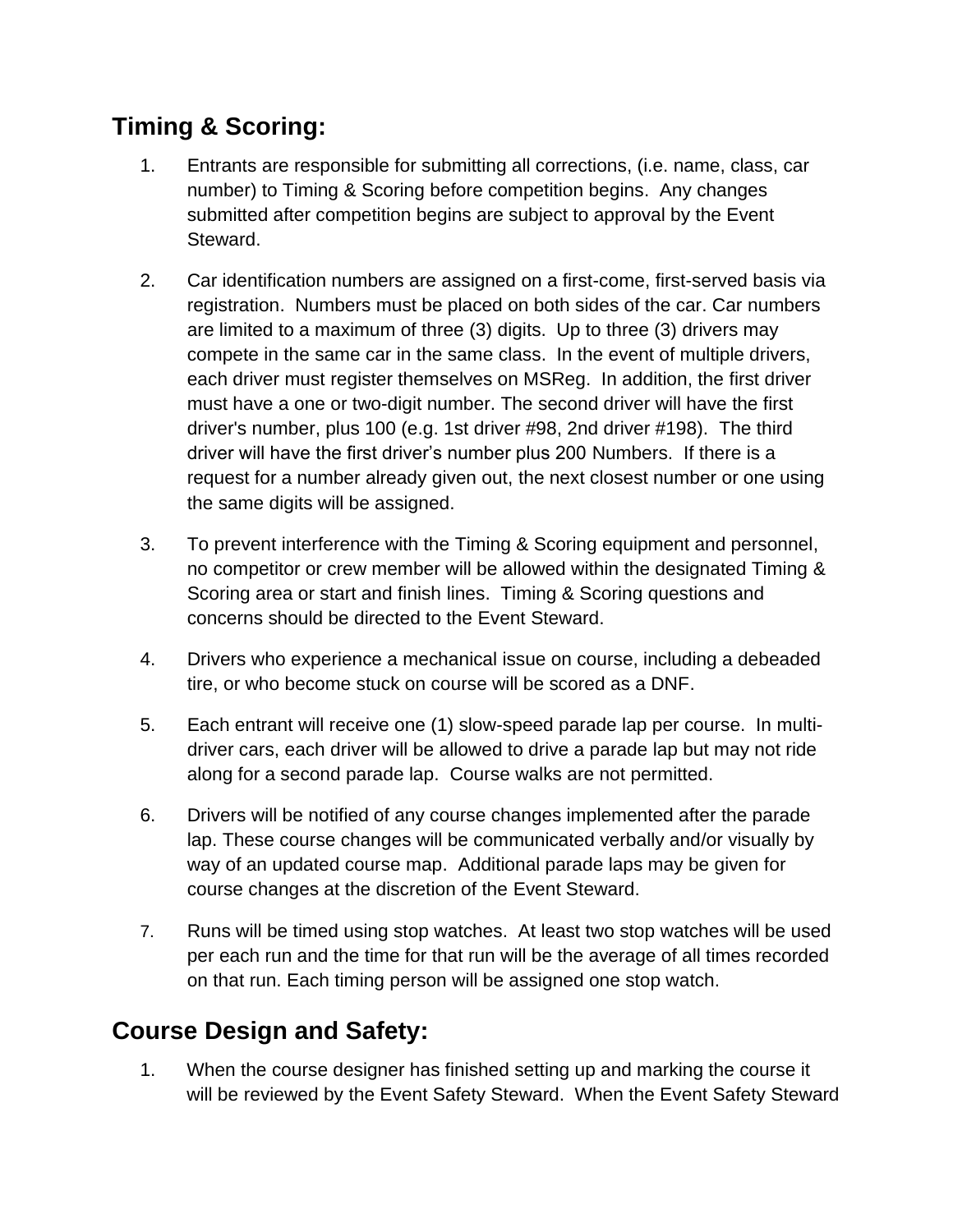## Timing & Scoring:

1. Entrants are responsible for submitting all corrections, (i.e. name, class, car number) to Timing & Scoring before competition begins. Any changes submitted after competition begins are subject to approval by the Event Steward.

2. Car identification numbers are assigned on a first-come, first-served basis via registration. Numbers must be placed on both sides of the car. Car numbers are limited to a maximum of three (3) digits. Up to three (3) drivers may compete in the same car in the same class. In the event of multiple drivers, each driver must register themselves on MSReg. In addition, the first driver must have a one or two-digit number. The second driver will have the first driver's number, plus 100 (e.g. 1st driver #98, 2nd driver #198). The third driver will have the first driver's number plus 200 Numbers. If there is a request for a number already given out, the next closest number or one using the same digits will be assigned.

3. To prevent interference with the Timing & Scoring equipment and personnel, no competitor or crew member will be allowed within the designated Timing & Scoring area or start and finish lines. Timing & Scoring questions and concerns should be directed to the Event Steward.

4. Drivers who experience a mechanical issue on course, including a debeaded tire, or who become stuck on course will be scored as a DNF.

5. Each entrant will receive one (1) slow-speed parade lap per course. In multi-driver cars, each driver will be allowed to drive a parade lap but may not ride along for a second parade lap. Course walks are not permitted.

6. Drivers will be notified of any course changes implemented after the parade lap. These course changes will be communicated verbally and/or visually by way of an updated course map. Additional parade laps may be given for course changes at the discretion of the Event Steward.

7. Runs will be timed using stop watches. At least two stop watches will be used per each run and the time for that run will be the average of all times recorded on that run. Each timing person will be assigned one stop watch.

## Course Design and Safety:

1. When the course designer has finished setting up and marking the course it will be reviewed by the Event Safety Steward. When the Event Safety Steward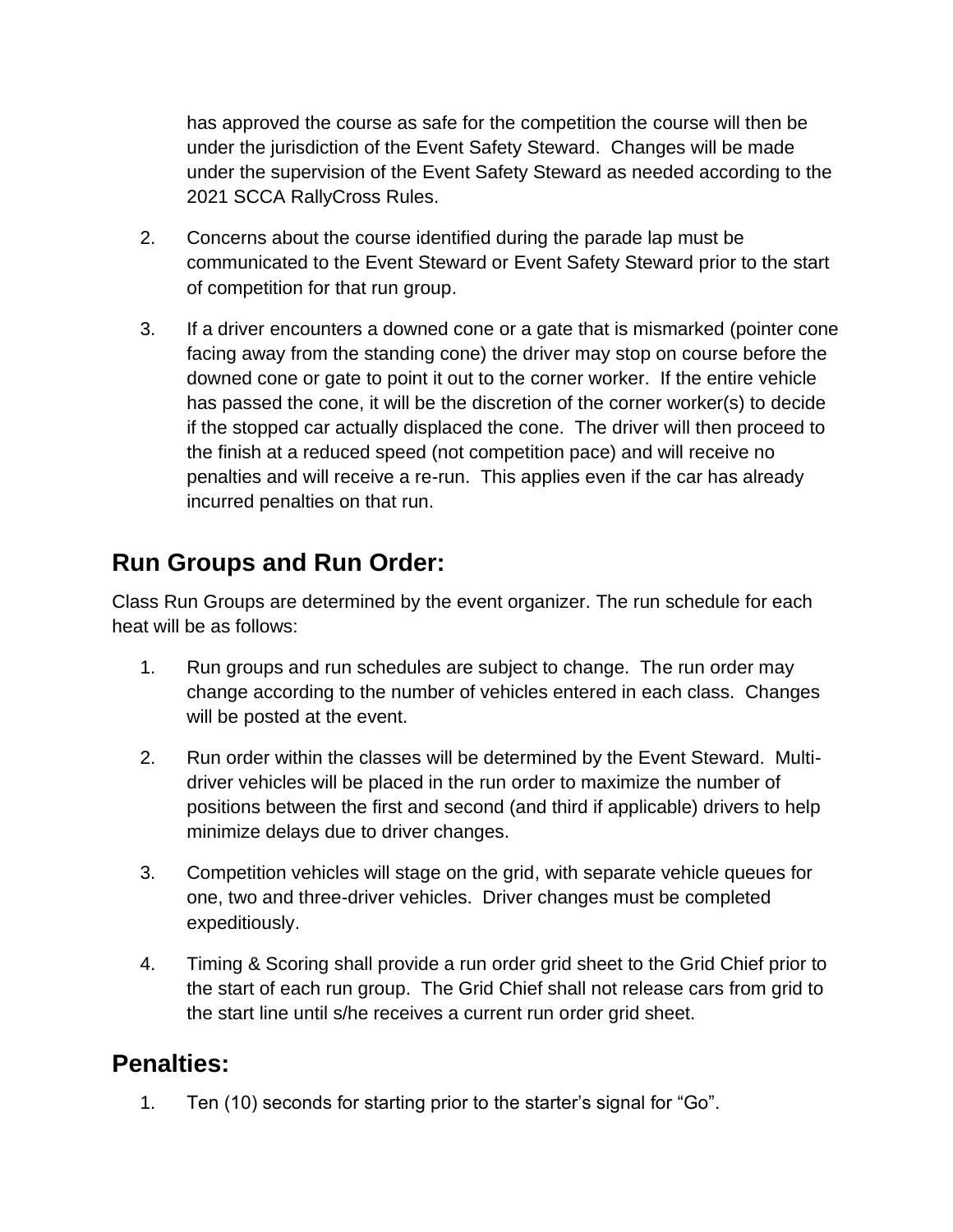has approved the course as safe for the competition the course will then be under the jurisdiction of the Event Safety Steward. Changes will be made under the supervision of the Event Safety Steward as needed according to the 2021 SCCA RallyCross Rules.

2. Concerns about the course identified during the parade lap must be communicated to the Event Steward or Event Safety Steward prior to the start of competition for that run group.

3. If a driver encounters a downed cone or a gate that is mismarked (pointer cone facing away from the standing cone) the driver may stop on course before the downed cone or gate to point it out to the corner worker. If the entire vehicle has passed the cone, it will be the discretion of the corner worker(s) to decide if the stopped car actually displaced the cone. The driver will then proceed to the finish at a reduced speed (not competition pace) and will receive no penalties and will receive a re-run. This applies even if the car has already incurred penalties on that run.

## Run Groups and Run Order:

Class Run Groups are determined by the event organizer. The run schedule for each heat will be as follows:

1. Run groups and run schedules are subject to change. The run order may change according to the number of vehicles entered in each class. Changes will be posted at the event.

2. Run order within the classes will be determined by the Event Steward. Multi-driver vehicles will be placed in the run order to maximize the number of positions between the first and second (and third if applicable) drivers to help minimize delays due to driver changes.

3. Competition vehicles will stage on the grid, with separate vehicle queues for one, two and three-driver vehicles. Driver changes must be completed expeditiously.

4. Timing & Scoring shall provide a run order grid sheet to the Grid Chief prior to the start of each run group. The Grid Chief shall not release cars from grid to the start line until s/he receives a current run order grid sheet.

## Penalties:

1. Ten (10) seconds for starting prior to the starter's signal for "Go".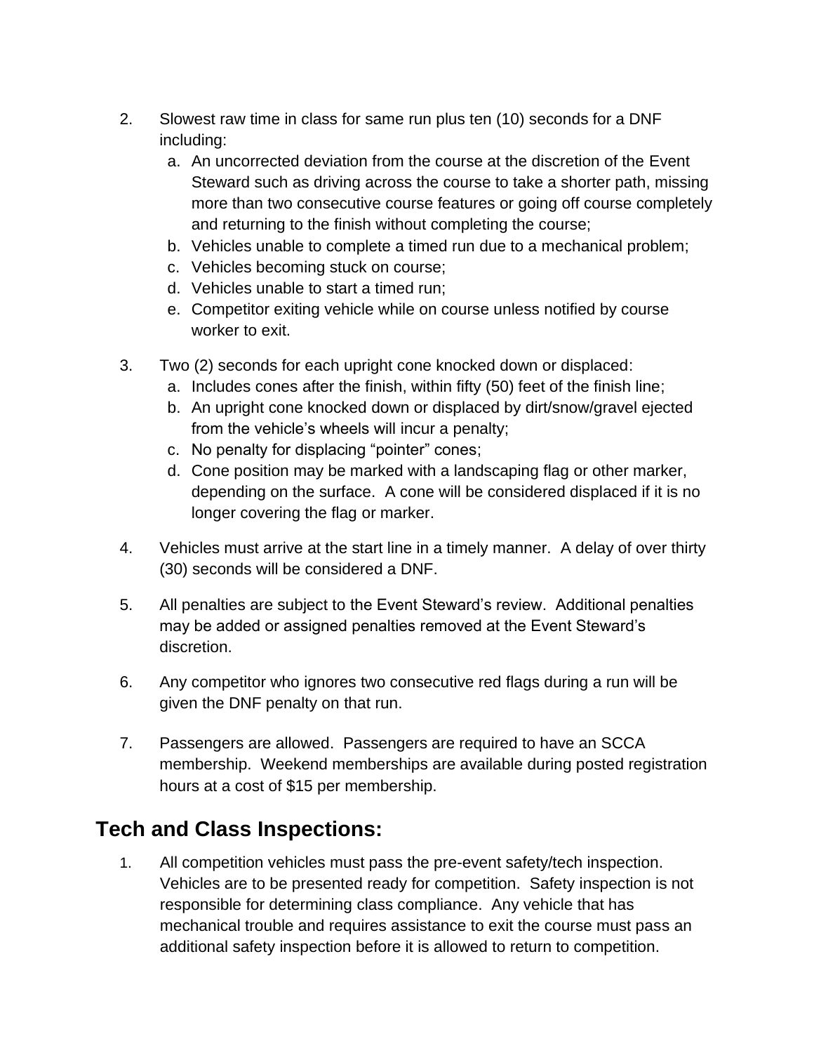2. Slowest raw time in class for same run plus ten (10) seconds for a DNF including:
   a. An uncorrected deviation from the course at the discretion of the Event Steward such as driving across the course to take a shorter path, missing more than two consecutive course features or going off course completely and returning to the finish without completing the course;
   b. Vehicles unable to complete a timed run due to a mechanical problem;
   c. Vehicles becoming stuck on course;
   d. Vehicles unable to start a timed run;
   e. Competitor exiting vehicle while on course unless notified by course worker to exit.

3. Two (2) seconds for each upright cone knocked down or displaced:
   a. Includes cones after the finish, within fifty (50) feet of the finish line;
   b. An upright cone knocked down or displaced by dirt/snow/gravel ejected from the vehicle's wheels will incur a penalty;
   c. No penalty for displacing "pointer" cones;
   d. Cone position may be marked with a landscaping flag or other marker, depending on the surface. A cone will be considered displaced if it is no longer covering the flag or marker.

4. Vehicles must arrive at the start line in a timely manner. A delay of over thirty (30) seconds will be considered a DNF.

5. All penalties are subject to the Event Steward's review. Additional penalties may be added or assigned penalties removed at the Event Steward's discretion.

6. Any competitor who ignores two consecutive red flags during a run will be given the DNF penalty on that run.

7. Passengers are allowed. Passengers are required to have an SCCA membership. Weekend memberships are available during posted registration hours at a cost of $15 per membership.

## Tech and Class Inspections:

1. All competition vehicles must pass the pre-event safety/tech inspection. Vehicles are to be presented ready for competition. Safety inspection is not responsible for determining class compliance. Any vehicle that has mechanical trouble and requires assistance to exit the course must pass an additional safety inspection before it is allowed to return to competition.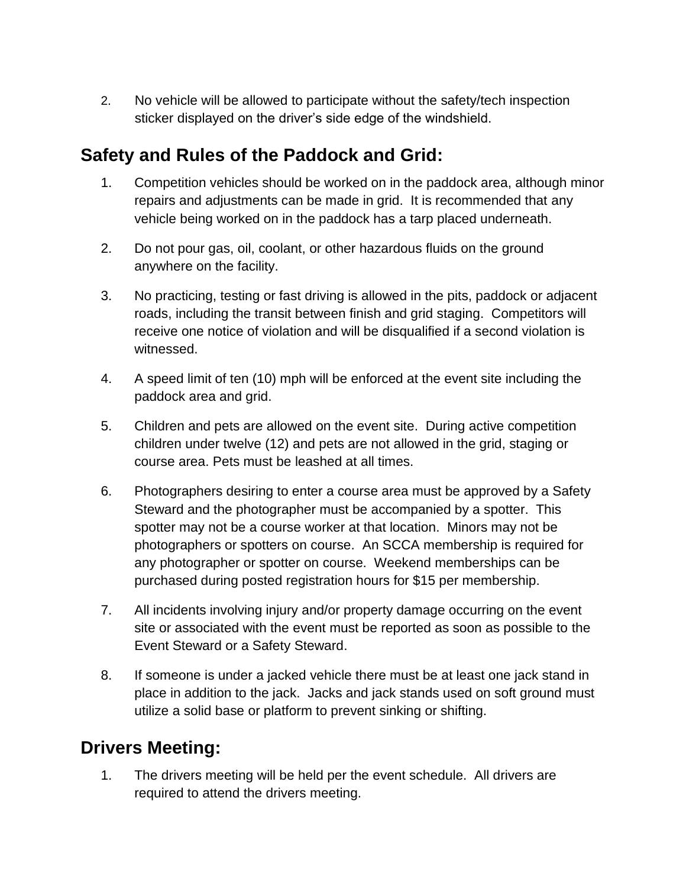2. No vehicle will be allowed to participate without the safety/tech inspection sticker displayed on the driver's side edge of the windshield.

## Safety and Rules of the Paddock and Grid:

1. Competition vehicles should be worked on in the paddock area, although minor repairs and adjustments can be made in grid. It is recommended that any vehicle being worked on in the paddock has a tarp placed underneath.

2. Do not pour gas, oil, coolant, or other hazardous fluids on the ground anywhere on the facility.

3. No practicing, testing or fast driving is allowed in the pits, paddock or adjacent roads, including the transit between finish and grid staging. Competitors will receive one notice of violation and will be disqualified if a second violation is witnessed.

4. A speed limit of ten (10) mph will be enforced at the event site including the paddock area and grid.

5. Children and pets are allowed on the event site. During active competition children under twelve (12) and pets are not allowed in the grid, staging or course area. Pets must be leashed at all times.

6. Photographers desiring to enter a course area must be approved by a Safety Steward and the photographer must be accompanied by a spotter. This spotter may not be a course worker at that location. Minors may not be photographers or spotters on course. An SCCA membership is required for any photographer or spotter on course. Weekend memberships can be purchased during posted registration hours for $15 per membership.

7. All incidents involving injury and/or property damage occurring on the event site or associated with the event must be reported as soon as possible to the Event Steward or a Safety Steward.

8. If someone is under a jacked vehicle there must be at least one jack stand in place in addition to the jack. Jacks and jack stands used on soft ground must utilize a solid base or platform to prevent sinking or shifting.

## Drivers Meeting:

1. The drivers meeting will be held per the event schedule. All drivers are required to attend the drivers meeting.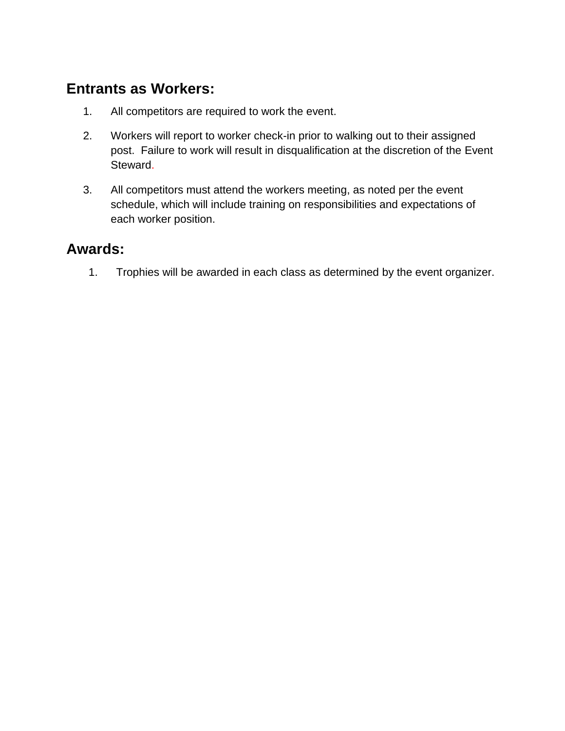## Entrants as Workers:

1. All competitors are required to work the event.
2. Workers will report to worker check-in prior to walking out to their assigned post. Failure to work will result in disqualification at the discretion of the Event Steward.
3. All competitors must attend the workers meeting, as noted per the event schedule, which will include training on responsibilities and expectations of each worker position.

## Awards:

1. Trophies will be awarded in each class as determined by the event organizer.